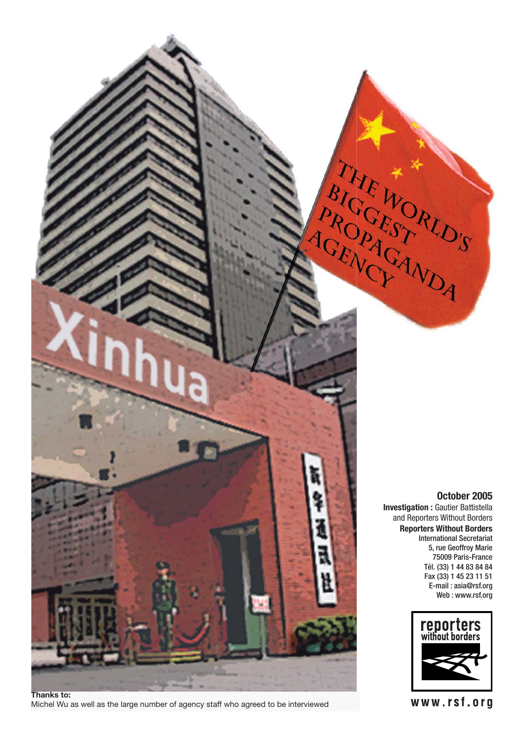# The World's Biggest Propaganda Agency

**October 2005**

**Investigation :** Gautier Battistella and Reporters Without Borders

**Reporters Without Borders**
International Secretariat
5, rue Geoffroy Marie
75009 Paris-France
Tél. (33) 1 44 83 84 84
Fax (33) 1 45 23 11 51
E-mail : asia@rsf.org
Web : www.rsf.org

**Thanks to:**
Michel Wu as well as the large number of agency staff who agreed to be interviewed

www.rsf.org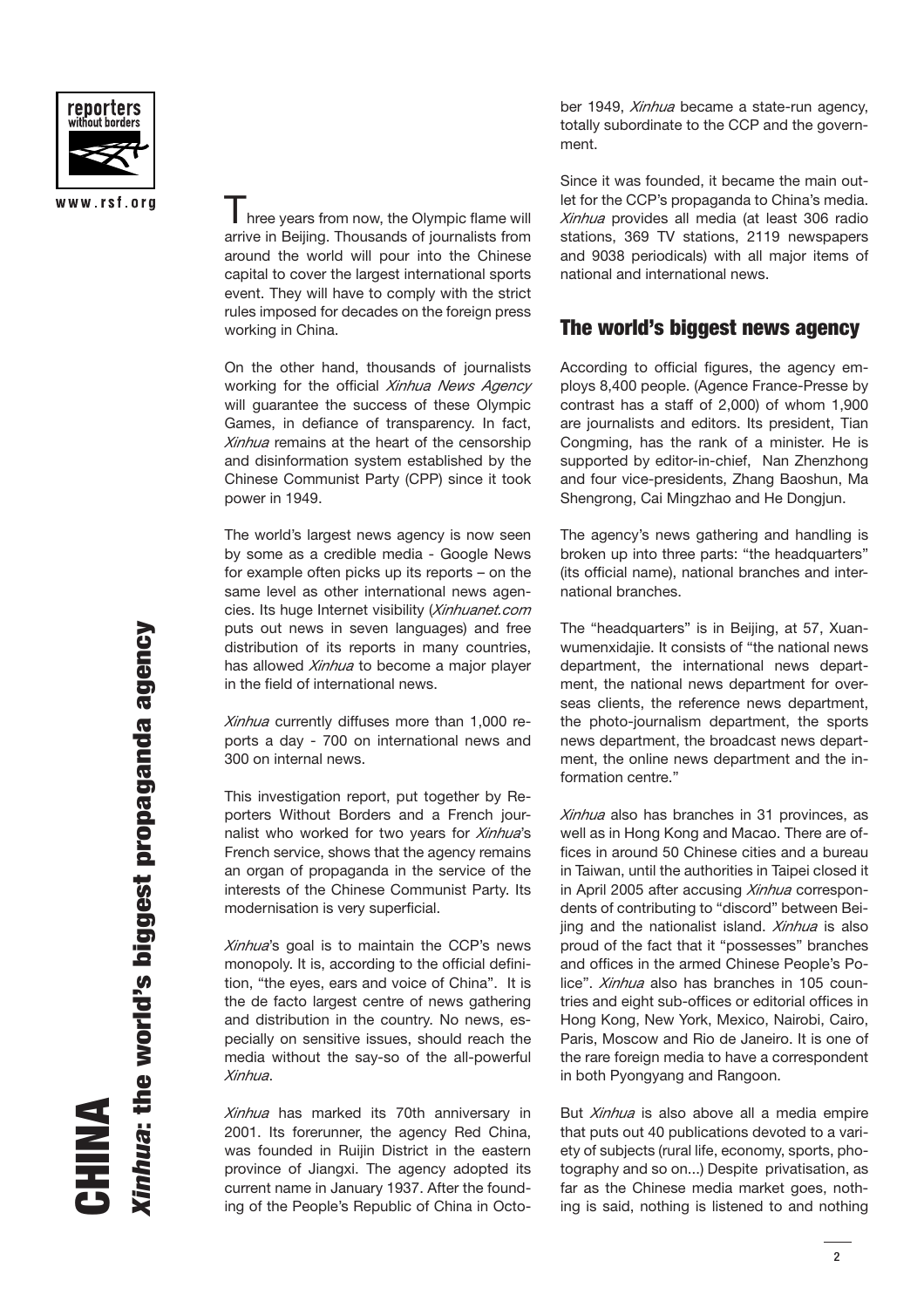Three years from now, the Olympic flame will arrive in Beijing. Thousands of journalists from around the world will pour into the Chinese capital to cover the largest international sports event. They will have to comply with the strict rules imposed for decades on the foreign press working in China.

On the other hand, thousands of journalists working for the official *Xinhua News Agency* will guarantee the success of these Olympic Games, in defiance of transparency. In fact, *Xinhua* remains at the heart of the censorship and disinformation system established by the Chinese Communist Party (CPP) since it took power in 1949.

The world's largest news agency is now seen by some as a credible media - Google News for example often picks up its reports – on the same level as other international news agencies. Its huge Internet visibility (*Xinhuanet.com* puts out news in seven languages) and free distribution of its reports in many countries, has allowed *Xinhua* to become a major player in the field of international news.

*Xinhua* currently diffuses more than 1,000 reports a day - 700 on international news and 300 on internal news.

This investigation report, put together by Reporters Without Borders and a French journalist who worked for two years for *Xinhua*'s French service, shows that the agency remains an organ of propaganda in the service of the interests of the Chinese Communist Party. Its modernisation is very superficial.

*Xinhua*'s goal is to maintain the CCP's news monopoly. It is, according to the official definition, "the eyes, ears and voice of China". It is the de facto largest centre of news gathering and distribution in the country. No news, especially on sensitive issues, should reach the media without the say-so of the all-powerful *Xinhua*.

*Xinhua* has marked its 70th anniversary in 2001. Its forerunner, the agency Red China, was founded in Ruijin District in the eastern province of Jiangxi. The agency adopted its current name in January 1937. After the founding of the People's Republic of China in October 1949, *Xinhua* became a state-run agency, totally subordinate to the CCP and the government.

Since it was founded, it became the main outlet for the CCP's propaganda to China's media. *Xinhua* provides all media (at least 306 radio stations, 369 TV stations, 2119 newspapers and 9038 periodicals) with all major items of national and international news.

## The world's biggest news agency

According to official figures, the agency employs 8,400 people. (Agence France-Presse by contrast has a staff of 2,000) of whom 1,900 are journalists and editors. Its president, Tian Congming, has the rank of a minister. He is supported by editor-in-chief, Nan Zhenzhong and four vice-presidents, Zhang Baoshun, Ma Shengrong, Cai Mingzhao and He Dongjun.

The agency's news gathering and handling is broken up into three parts: "the headquarters" (its official name), national branches and international branches.

The "headquarters" is in Beijing, at 57, Xuanwumenxidajie. It consists of "the national news department, the international news department, the national news department for overseas clients, the reference news department, the photo-journalism department, the sports news department, the broadcast news department, the online news department and the information centre."

*Xinhua* also has branches in 31 provinces, as well as in Hong Kong and Macao. There are offices in around 50 Chinese cities and a bureau in Taiwan, until the authorities in Taipei closed it in April 2005 after accusing *Xinhua* correspondents of contributing to "discord" between Beijing and the nationalist island. *Xinhua* is also proud of the fact that it "possesses" branches and offices in the armed Chinese People's Police". *Xinhua* also has branches in 105 countries and eight sub-offices or editorial offices in Hong Kong, New York, Mexico, Nairobi, Cairo, Paris, Moscow and Rio de Janeiro. It is one of the rare foreign media to have a correspondent in both Pyongyang and Rangoon.

But *Xinhua* is also above all a media empire that puts out 40 publications devoted to a variety of subjects (rural life, economy, sports, photography and so on...) Despite privatisation, as far as the Chinese media market goes, nothing is said, nothing is listened to and nothing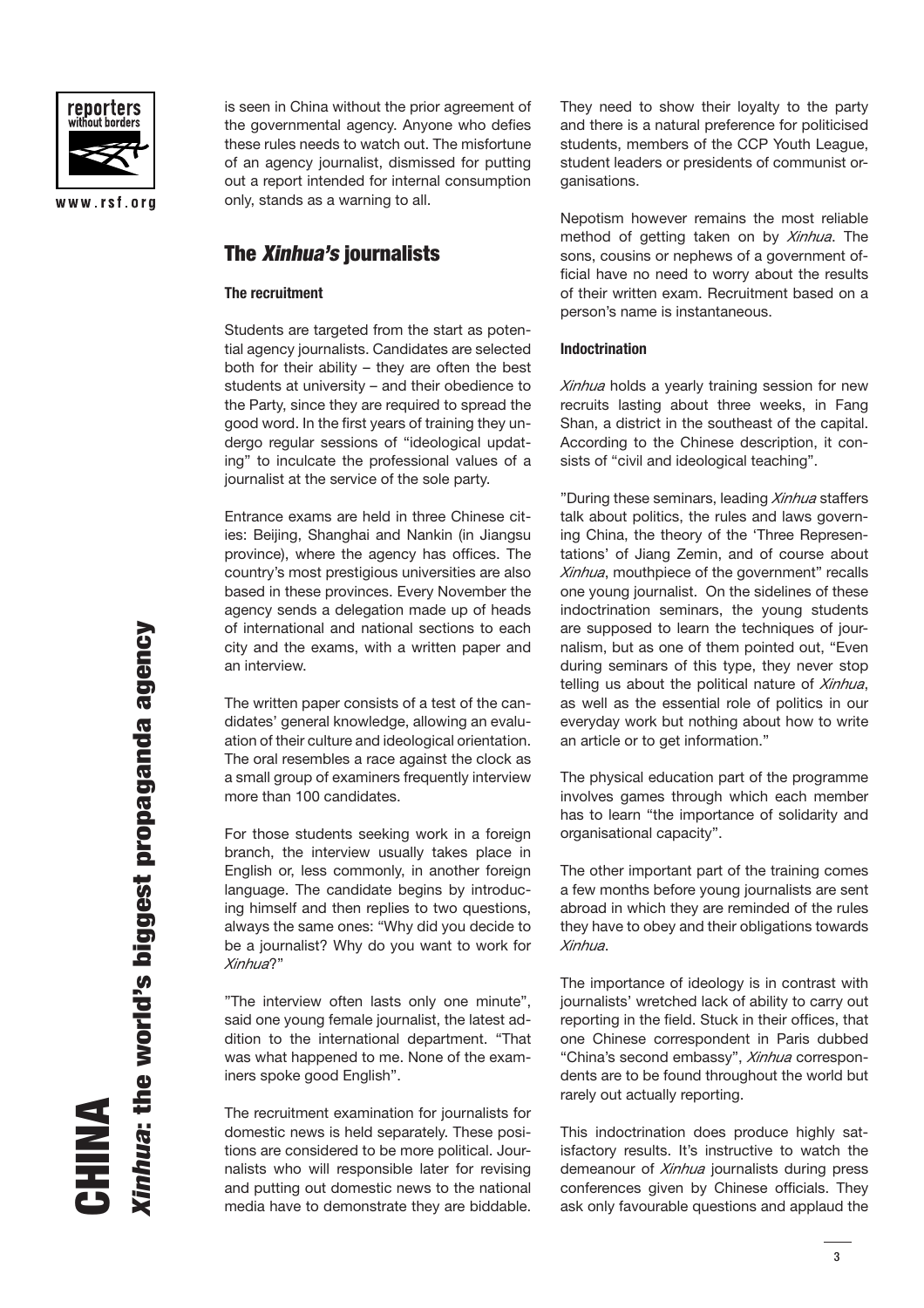is seen in China without the prior agreement of the governmental agency. Anyone who defies these rules needs to watch out. The misfortune of an agency journalist, dismissed for putting out a report intended for internal consumption only, stands as a warning to all.

## The *Xinhua's* journalists

### The recruitment

Students are targeted from the start as potential agency journalists. Candidates are selected both for their ability – they are often the best students at university – and their obedience to the Party, since they are required to spread the good word. In the first years of training they undergo regular sessions of "ideological updating" to inculcate the professional values of a journalist at the service of the sole party.

Entrance exams are held in three Chinese cities: Beijing, Shanghai and Nankin (in Jiangsu province), where the agency has offices. The country's most prestigious universities are also based in these provinces. Every November the agency sends a delegation made up of heads of international and national sections to each city and the exams, with a written paper and an interview.

The written paper consists of a test of the candidates' general knowledge, allowing an evaluation of their culture and ideological orientation. The oral resembles a race against the clock as a small group of examiners frequently interview more than 100 candidates.

For those students seeking work in a foreign branch, the interview usually takes place in English or, less commonly, in another foreign language. The candidate begins by introducing himself and then replies to two questions, always the same ones: "Why did you decide to be a journalist? Why do you want to work for *Xinhua*?"

"The interview often lasts only one minute", said one young female journalist, the latest addition to the international department. "That was what happened to me. None of the examiners spoke good English".

The recruitment examination for journalists for domestic news is held separately. These positions are considered to be more political. Journalists who will responsible later for revising and putting out domestic news to the national media have to demonstrate they are biddable. They need to show their loyalty to the party and there is a natural preference for politicised students, members of the CCP Youth League, student leaders or presidents of communist organisations.

Nepotism however remains the most reliable method of getting taken on by *Xinhua*. The sons, cousins or nephews of a government official have no need to worry about the results of their written exam. Recruitment based on a person's name is instantaneous.

### Indoctrination

*Xinhua* holds a yearly training session for new recruits lasting about three weeks, in Fang Shan, a district in the southeast of the capital. According to the Chinese description, it consists of "civil and ideological teaching".

"During these seminars, leading *Xinhua* staffers talk about politics, the rules and laws governing China, the theory of the 'Three Representations' of Jiang Zemin, and of course about *Xinhua*, mouthpiece of the government" recalls one young journalist. On the sidelines of these indoctrination seminars, the young students are supposed to learn the techniques of journalism, but as one of them pointed out, "Even during seminars of this type, they never stop telling us about the political nature of *Xinhua*, as well as the essential role of politics in our everyday work but nothing about how to write an article or to get information."

The physical education part of the programme involves games through which each member has to learn "the importance of solidarity and organisational capacity".

The other important part of the training comes a few months before young journalists are sent abroad in which they are reminded of the rules they have to obey and their obligations towards *Xinhua*.

The importance of ideology is in contrast with journalists' wretched lack of ability to carry out reporting in the field. Stuck in their offices, that one Chinese correspondent in Paris dubbed "China's second embassy", *Xinhua* correspondents are to be found throughout the world but rarely out actually reporting.

This indoctrination does produce highly satisfactory results. It's instructive to watch the demeanour of *Xinhua* journalists during press conferences given by Chinese officials. They ask only favourable questions and applaud the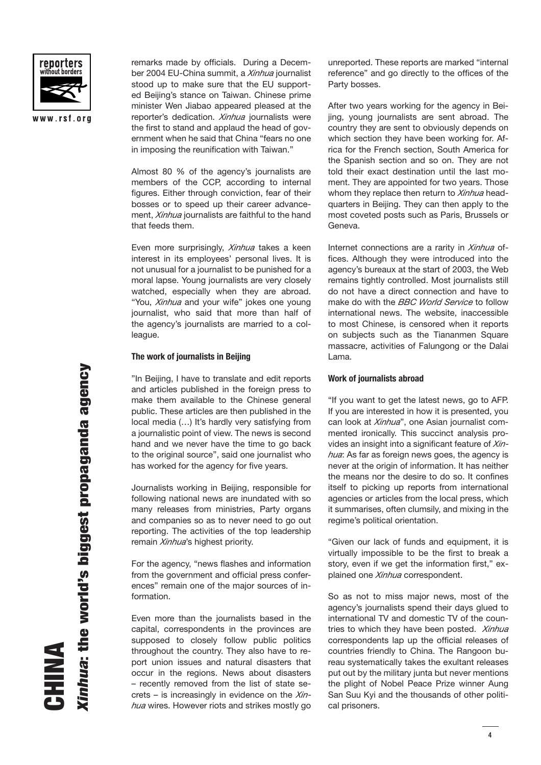remarks made by officials. During a December 2004 EU-China summit, a *Xinhua* journalist stood up to make sure that the EU supported Beijing's stance on Taiwan. Chinese prime minister Wen Jiabao appeared pleased at the reporter's dedication. *Xinhua* journalists were the first to stand and applaud the head of government when he said that China "fears no one in imposing the reunification with Taiwan."

Almost 80 % of the agency's journalists are members of the CCP, according to internal figures. Either through conviction, fear of their bosses or to speed up their career advancement, *Xinhua* journalists are faithful to the hand that feeds them.

Even more surprisingly, *Xinhua* takes a keen interest in its employees' personal lives. It is not unusual for a journalist to be punished for a moral lapse. Young journalists are very closely watched, especially when they are abroad. "You, *Xinhua* and your wife" jokes one young journalist, who said that more than half of the agency's journalists are married to a colleague.

### The work of journalists in Beijing

"In Beijing, I have to translate and edit reports and articles published in the foreign press to make them available to the Chinese general public. These articles are then published in the local media (…) It's hardly very satisfying from a journalistic point of view. The news is second hand and we never have the time to go back to the original source", said one journalist who has worked for the agency for five years.

Journalists working in Beijing, responsible for following national news are inundated with so many releases from ministries, Party organs and companies so as to never need to go out reporting. The activities of the top leadership remain *Xinhua*'s highest priority.

For the agency, "news flashes and information from the government and official press conferences" remain one of the major sources of information.

Even more than the journalists based in the capital, correspondents in the provinces are supposed to closely follow public politics throughout the country. They also have to report union issues and natural disasters that occur in the regions. News about disasters – recently removed from the list of state secrets – is increasingly in evidence on the *Xinhua* wires. However riots and strikes mostly go unreported. These reports are marked "internal reference" and go directly to the offices of the Party bosses.

After two years working for the agency in Beijing, young journalists are sent abroad. The country they are sent to obviously depends on which section they have been working for. Africa for the French section, South America for the Spanish section and so on. They are not told their exact destination until the last moment. They are appointed for two years. Those whom they replace then return to *Xinhua* headquarters in Beijing. They can then apply to the most coveted posts such as Paris, Brussels or Geneva.

Internet connections are a rarity in *Xinhua* offices. Although they were introduced into the agency's bureaux at the start of 2003, the Web remains tightly controlled. Most journalists still do not have a direct connection and have to make do with the *BBC World Service* to follow international news. The website, inaccessible to most Chinese, is censored when it reports on subjects such as the Tiananmen Square massacre, activities of Falungong or the Dalai Lama.

### Work of journalists abroad

"If you want to get the latest news, go to AFP. If you are interested in how it is presented, you can look at *Xinhua*", one Asian journalist commented ironically. This succinct analysis provides an insight into a significant feature of *Xinhua*: As far as foreign news goes, the agency is never at the origin of information. It has neither the means nor the desire to do so. It confines itself to picking up reports from international agencies or articles from the local press, which it summarises, often clumsily, and mixing in the regime's political orientation.

"Given our lack of funds and equipment, it is virtually impossible to be the first to break a story, even if we get the information first," explained one *Xinhua* correspondent.

So as not to miss major news, most of the agency's journalists spend their days glued to international TV and domestic TV of the countries to which they have been posted. *Xinhua* correspondents lap up the official releases of countries friendly to China. The Rangoon bureau systematically takes the exultant releases put out by the military junta but never mentions the plight of Nobel Peace Prize winner Aung San Suu Kyi and the thousands of other political prisoners.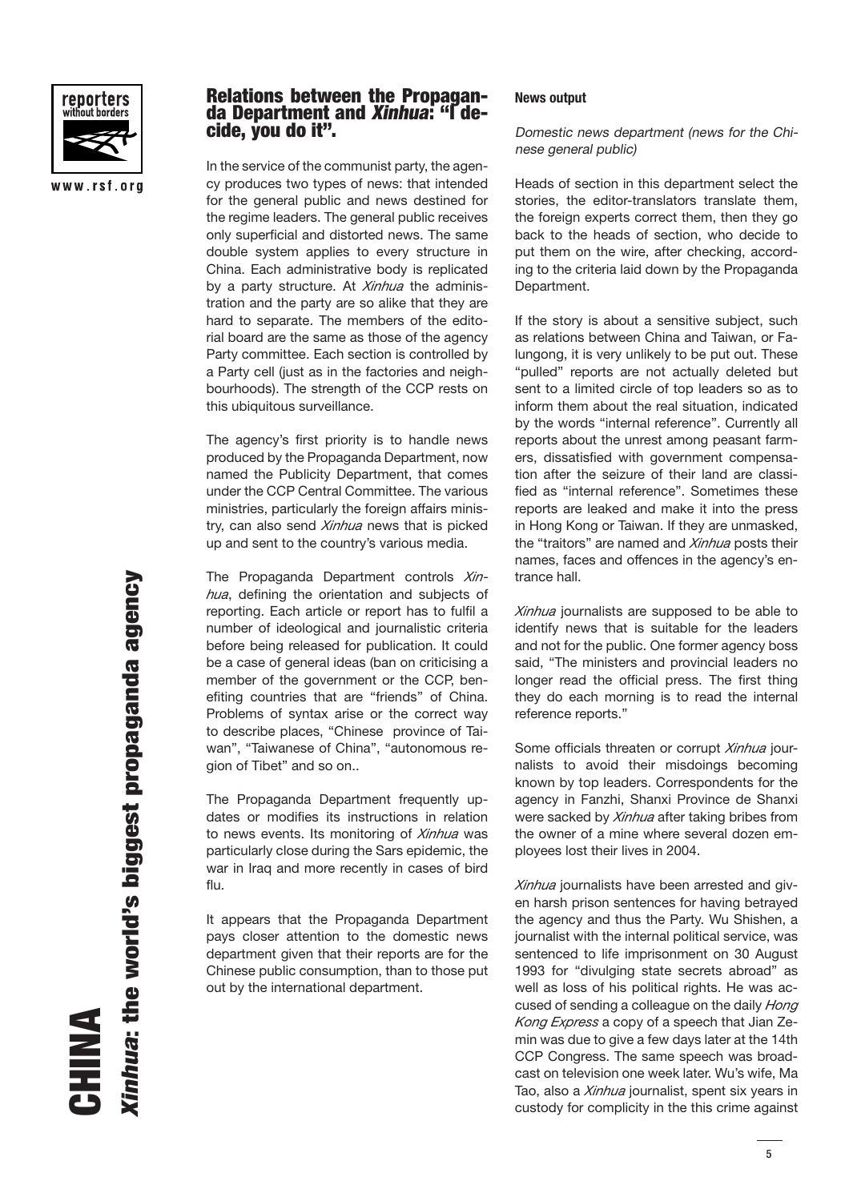## Relations between the Propaganda Department and *Xinhua*: "I decide, you do it".

In the service of the communist party, the agency produces two types of news: that intended for the general public and news destined for the regime leaders. The general public receives only superficial and distorted news. The same double system applies to every structure in China. Each administrative body is replicated by a party structure. At *Xinhua* the administration and the party are so alike that they are hard to separate. The members of the editorial board are the same as those of the agency Party committee. Each section is controlled by a Party cell (just as in the factories and neighbourhoods). The strength of the CCP rests on this ubiquitous surveillance.

The agency's first priority is to handle news produced by the Propaganda Department, now named the Publicity Department, that comes under the CCP Central Committee. The various ministries, particularly the foreign affairs ministry, can also send *Xinhua* news that is picked up and sent to the country's various media.

The Propaganda Department controls *Xinhua*, defining the orientation and subjects of reporting. Each article or report has to fulfil a number of ideological and journalistic criteria before being released for publication. It could be a case of general ideas (ban on criticising a member of the government or the CCP, benefiting countries that are "friends" of China. Problems of syntax arise or the correct way to describe places, "Chinese province of Taiwan", "Taiwanese of China", "autonomous region of Tibet" and so on..

The Propaganda Department frequently updates or modifies its instructions in relation to news events. Its monitoring of *Xinhua* was particularly close during the Sars epidemic, the war in Iraq and more recently in cases of bird flu.

It appears that the Propaganda Department pays closer attention to the domestic news department given that their reports are for the Chinese public consumption, than to those put out by the international department.

### News output

*Domestic news department (news for the Chinese general public)*

Heads of section in this department select the stories, the editor-translators translate them, the foreign experts correct them, then they go back to the heads of section, who decide to put them on the wire, after checking, according to the criteria laid down by the Propaganda Department.

If the story is about a sensitive subject, such as relations between China and Taiwan, or Falungong, it is very unlikely to be put out. These "pulled" reports are not actually deleted but sent to a limited circle of top leaders so as to inform them about the real situation, indicated by the words "internal reference". Currently all reports about the unrest among peasant farmers, dissatisfied with government compensation after the seizure of their land are classified as "internal reference". Sometimes these reports are leaked and make it into the press in Hong Kong or Taiwan. If they are unmasked, the "traitors" are named and *Xinhua* posts their names, faces and offences in the agency's entrance hall.

*Xinhua* journalists are supposed to be able to identify news that is suitable for the leaders and not for the public. One former agency boss said, "The ministers and provincial leaders no longer read the official press. The first thing they do each morning is to read the internal reference reports."

Some officials threaten or corrupt *Xinhua* journalists to avoid their misdoings becoming known by top leaders. Correspondents for the agency in Fanzhi, Shanxi Province de Shanxi were sacked by *Xinhua* after taking bribes from the owner of a mine where several dozen employees lost their lives in 2004.

*Xinhua* journalists have been arrested and given harsh prison sentences for having betrayed the agency and thus the Party. Wu Shishen, a journalist with the internal political service, was sentenced to life imprisonment on 30 August 1993 for "divulging state secrets abroad" as well as loss of his political rights. He was accused of sending a colleague on the daily *Hong Kong Express* a copy of a speech that Jian Zemin was due to give a few days later at the 14th CCP Congress. The same speech was broadcast on television one week later. Wu's wife, Ma Tao, also a *Xinhua* journalist, spent six years in custody for complicity in the this crime against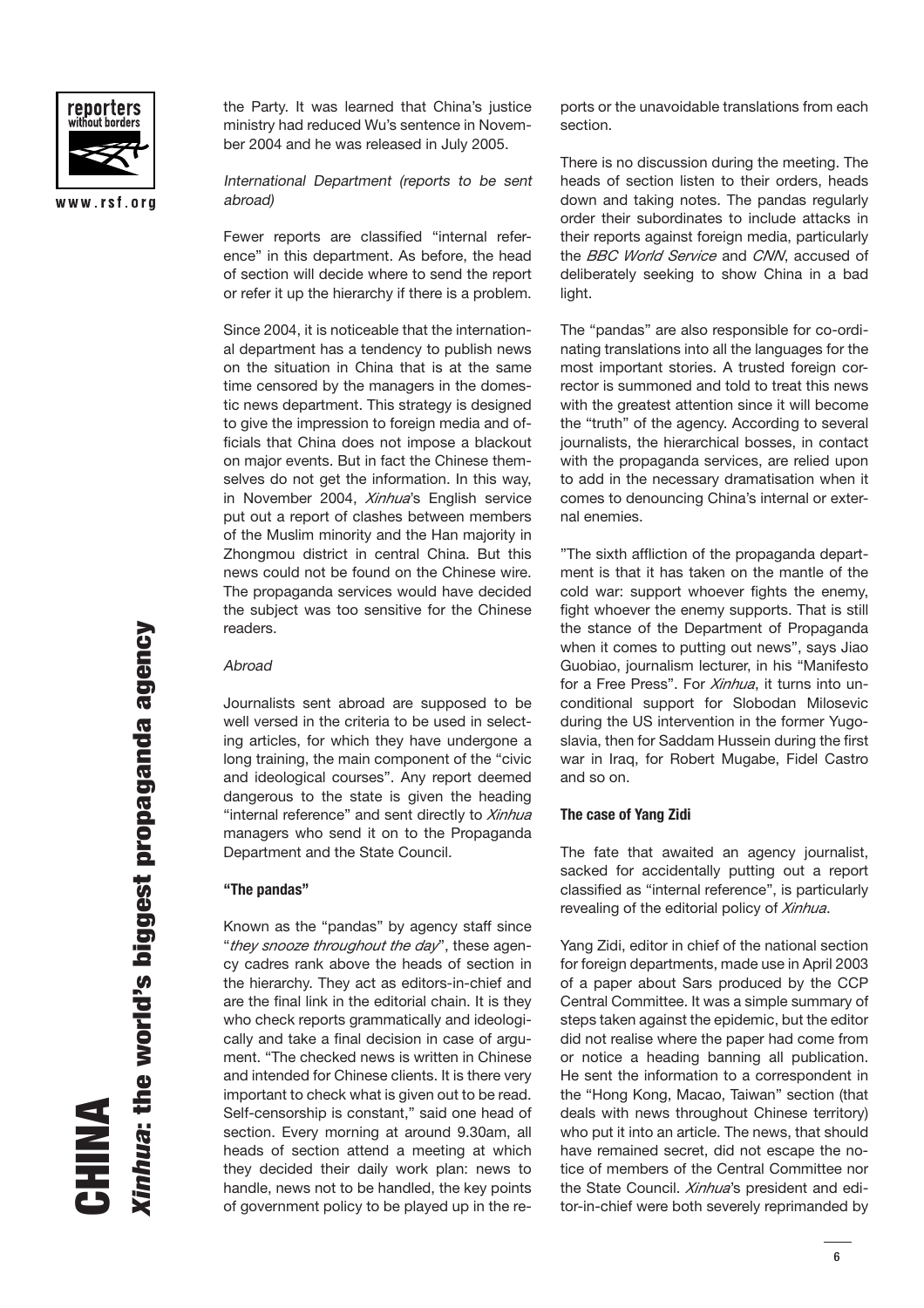the Party. It was learned that China's justice ministry had reduced Wu's sentence in November 2004 and he was released in July 2005.

*International Department (reports to be sent abroad)*

Fewer reports are classified "internal reference" in this department. As before, the head of section will decide where to send the report or refer it up the hierarchy if there is a problem.

Since 2004, it is noticeable that the international department has a tendency to publish news on the situation in China that is at the same time censored by the managers in the domestic news department. This strategy is designed to give the impression to foreign media and officials that China does not impose a blackout on major events. But in fact the Chinese themselves do not get the information. In this way, in November 2004, *Xinhua*'s English service put out a report of clashes between members of the Muslim minority and the Han majority in Zhongmou district in central China. But this news could not be found on the Chinese wire. The propaganda services would have decided the subject was too sensitive for the Chinese readers.

*Abroad*

Journalists sent abroad are supposed to be well versed in the criteria to be used in selecting articles, for which they have undergone a long training, the main component of the "civic and ideological courses". Any report deemed dangerous to the state is given the heading "internal reference" and sent directly to *Xinhua* managers who send it on to the Propaganda Department and the State Council.

**"The pandas"**

Known as the "pandas" by agency staff since "*they snooze throughout the day*", these agency cadres rank above the heads of section in the hierarchy. They act as editors-in-chief and are the final link in the editorial chain. It is they who check reports grammatically and ideologically and take a final decision in case of argument. "The checked news is written in Chinese and intended for Chinese clients. It is there very important to check what is given out to be read. Self-censorship is constant," said one head of section. Every morning at around 9.30am, all heads of section attend a meeting at which they decided their daily work plan: news to handle, news not to be handled, the key points of government policy to be played up in the reports or the unavoidable translations from each section.

There is no discussion during the meeting. The heads of section listen to their orders, heads down and taking notes. The pandas regularly order their subordinates to include attacks in their reports against foreign media, particularly the *BBC World Service* and *CNN*, accused of deliberately seeking to show China in a bad light.

The "pandas" are also responsible for co-ordinating translations into all the languages for the most important stories. A trusted foreign corrector is summoned and told to treat this news with the greatest attention since it will become the "truth" of the agency. According to several journalists, the hierarchical bosses, in contact with the propaganda services, are relied upon to add in the necessary dramatisation when it comes to denouncing China's internal or external enemies.

"The sixth affliction of the propaganda department is that it has taken on the mantle of the cold war: support whoever fights the enemy, fight whoever the enemy supports. That is still the stance of the Department of Propaganda when it comes to putting out news", says Jiao Guobiao, journalism lecturer, in his "Manifesto for a Free Press". For *Xinhua*, it turns into unconditional support for Slobodan Milosevic during the US intervention in the former Yugoslavia, then for Saddam Hussein during the first war in Iraq, for Robert Mugabe, Fidel Castro and so on.

**The case of Yang Zidi**

The fate that awaited an agency journalist, sacked for accidentally putting out a report classified as "internal reference", is particularly revealing of the editorial policy of *Xinhua*.

Yang Zidi, editor in chief of the national section for foreign departments, made use in April 2003 of a paper about Sars produced by the CCP Central Committee. It was a simple summary of steps taken against the epidemic, but the editor did not realise where the paper had come from or notice a heading banning all publication. He sent the information to a correspondent in the "Hong Kong, Macao, Taiwan" section (that deals with news throughout Chinese territory) who put it into an article. The news, that should have remained secret, did not escape the notice of members of the Central Committee nor the State Council. *Xinhua*'s president and editor-in-chief were both severely reprimanded by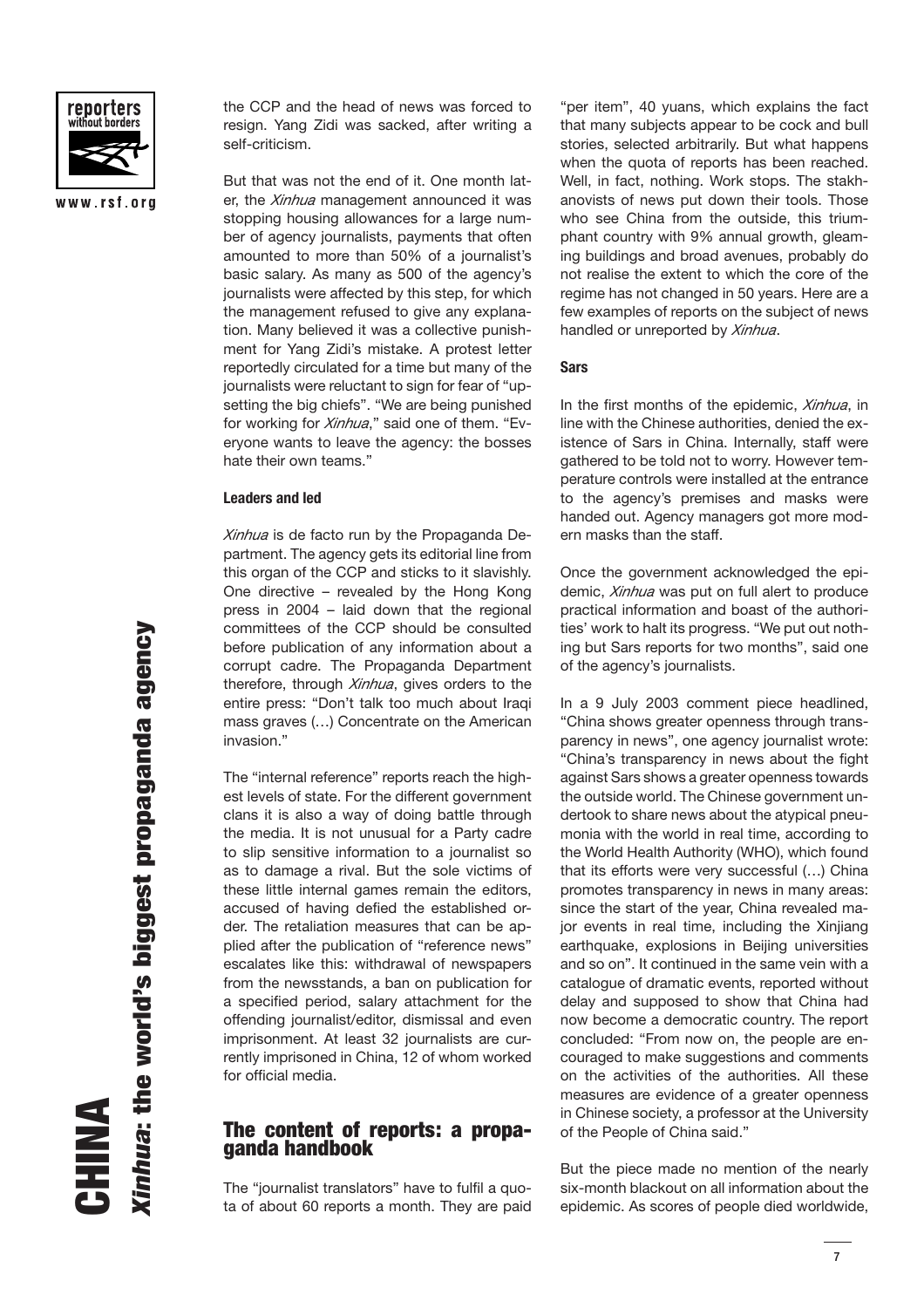the CCP and the head of news was forced to resign. Yang Zidi was sacked, after writing a self-criticism.

But that was not the end of it. One month later, the *Xinhua* management announced it was stopping housing allowances for a large number of agency journalists, payments that often amounted to more than 50% of a journalist's basic salary. As many as 500 of the agency's journalists were affected by this step, for which the management refused to give any explanation. Many believed it was a collective punishment for Yang Zidi's mistake. A protest letter reportedly circulated for a time but many of the journalists were reluctant to sign for fear of "upsetting the big chiefs". "We are being punished for working for *Xinhua*," said one of them. "Everyone wants to leave the agency: the bosses hate their own teams."

#### Leaders and led

*Xinhua* is de facto run by the Propaganda Department. The agency gets its editorial line from this organ of the CCP and sticks to it slavishly. One directive – revealed by the Hong Kong press in 2004 – laid down that the regional committees of the CCP should be consulted before publication of any information about a corrupt cadre. The Propaganda Department therefore, through *Xinhua*, gives orders to the entire press: "Don't talk too much about Iraqi mass graves (…) Concentrate on the American invasion."

The "internal reference" reports reach the highest levels of state. For the different government clans it is also a way of doing battle through the media. It is not unusual for a Party cadre to slip sensitive information to a journalist so as to damage a rival. But the sole victims of these little internal games remain the editors, accused of having defied the established order. The retaliation measures that can be applied after the publication of "reference news" escalates like this: withdrawal of newspapers from the newsstands, a ban on publication for a specified period, salary attachment for the offending journalist/editor, dismissal and even imprisonment. At least 32 journalists are currently imprisoned in China, 12 of whom worked for official media.

### The content of reports: a propaganda handbook

The "journalist translators" have to fulfil a quota of about 60 reports a month. They are paid "per item", 40 yuans, which explains the fact that many subjects appear to be cock and bull stories, selected arbitrarily. But what happens when the quota of reports has been reached. Well, in fact, nothing. Work stops. The stakhanovists of news put down their tools. Those who see China from the outside, this triumphant country with 9% annual growth, gleaming buildings and broad avenues, probably do not realise the extent to which the core of the regime has not changed in 50 years. Here are a few examples of reports on the subject of news handled or unreported by *Xinhua*.

#### Sars

In the first months of the epidemic, *Xinhua*, in line with the Chinese authorities, denied the existence of Sars in China. Internally, staff were gathered to be told not to worry. However temperature controls were installed at the entrance to the agency's premises and masks were handed out. Agency managers got more modern masks than the staff.

Once the government acknowledged the epidemic, *Xinhua* was put on full alert to produce practical information and boast of the authorities' work to halt its progress. "We put out nothing but Sars reports for two months", said one of the agency's journalists.

In a 9 July 2003 comment piece headlined, "China shows greater openness through transparency in news", one agency journalist wrote: "China's transparency in news about the fight against Sars shows a greater openness towards the outside world. The Chinese government undertook to share news about the atypical pneumonia with the world in real time, according to the World Health Authority (WHO), which found that its efforts were very successful (…) China promotes transparency in news in many areas: since the start of the year, China revealed major events in real time, including the Xinjiang earthquake, explosions in Beijing universities and so on". It continued in the same vein with a catalogue of dramatic events, reported without delay and supposed to show that China had now become a democratic country. The report concluded: "From now on, the people are encouraged to make suggestions and comments on the activities of the authorities. All these measures are evidence of a greater openness in Chinese society, a professor at the University of the People of China said."

But the piece made no mention of the nearly six-month blackout on all information about the epidemic. As scores of people died worldwide,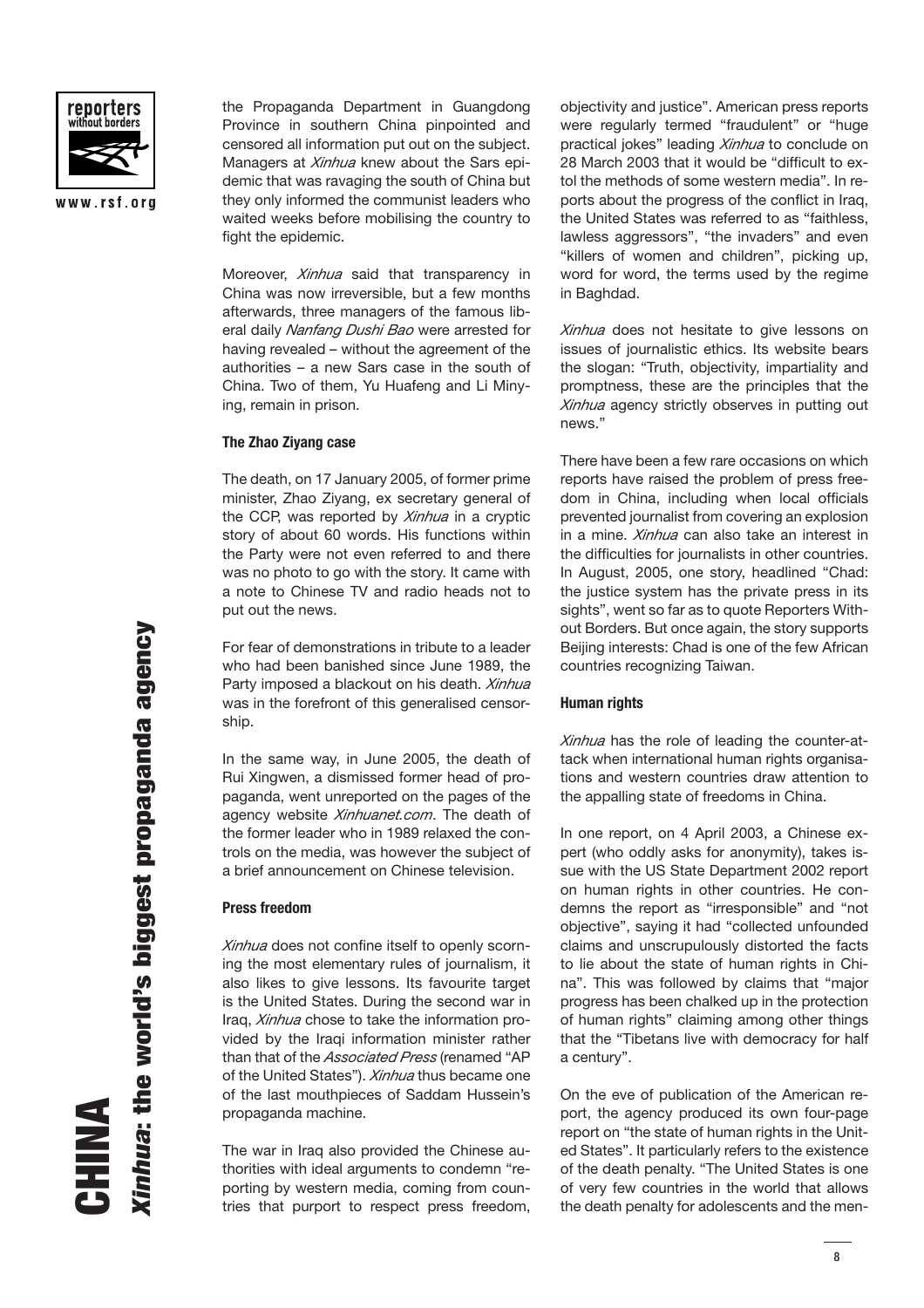the Propaganda Department in Guangdong Province in southern China pinpointed and censored all information put out on the subject. Managers at *Xinhua* knew about the Sars epidemic that was ravaging the south of China but they only informed the communist leaders who waited weeks before mobilising the country to fight the epidemic.

Moreover, *Xinhua* said that transparency in China was now irreversible, but a few months afterwards, three managers of the famous liberal daily *Nanfang Dushi Bao* were arrested for having revealed – without the agreement of the authorities – a new Sars case in the south of China. Two of them, Yu Huafeng and Li Minying, remain in prison.

**The Zhao Ziyang case**

The death, on 17 January 2005, of former prime minister, Zhao Ziyang, ex secretary general of the CCP, was reported by *Xinhua* in a cryptic story of about 60 words. His functions within the Party were not even referred to and there was no photo to go with the story. It came with a note to Chinese TV and radio heads not to put out the news.

For fear of demonstrations in tribute to a leader who had been banished since June 1989, the Party imposed a blackout on his death. *Xinhua* was in the forefront of this generalised censorship.

In the same way, in June 2005, the death of Rui Xingwen, a dismissed former head of propaganda, went unreported on the pages of the agency website *Xinhuanet.com*. The death of the former leader who in 1989 relaxed the controls on the media, was however the subject of a brief announcement on Chinese television.

**Press freedom**

*Xinhua* does not confine itself to openly scorning the most elementary rules of journalism, it also likes to give lessons. Its favourite target is the United States. During the second war in Iraq, *Xinhua* chose to take the information provided by the Iraqi information minister rather than that of the *Associated Press* (renamed "AP of the United States"). *Xinhua* thus became one of the last mouthpieces of Saddam Hussein's propaganda machine.

The war in Iraq also provided the Chinese authorities with ideal arguments to condemn "reporting by western media, coming from countries that purport to respect press freedom, objectivity and justice". American press reports were regularly termed "fraudulent" or "huge practical jokes" leading *Xinhua* to conclude on 28 March 2003 that it would be "difficult to extol the methods of some western media". In reports about the progress of the conflict in Iraq, the United States was referred to as "faithless, lawless aggressors", "the invaders" and even "killers of women and children", picking up, word for word, the terms used by the regime in Baghdad.

*Xinhua* does not hesitate to give lessons on issues of journalistic ethics. Its website bears the slogan: "Truth, objectivity, impartiality and promptness, these are the principles that the *Xinhua* agency strictly observes in putting out news."

There have been a few rare occasions on which reports have raised the problem of press freedom in China, including when local officials prevented journalist from covering an explosion in a mine. *Xinhua* can also take an interest in the difficulties for journalists in other countries. In August, 2005, one story, headlined "Chad: the justice system has the private press in its sights", went so far as to quote Reporters Without Borders. But once again, the story supports Beijing interests: Chad is one of the few African countries recognizing Taiwan.

**Human rights**

*Xinhua* has the role of leading the counter-attack when international human rights organisations and western countries draw attention to the appalling state of freedoms in China.

In one report, on 4 April 2003, a Chinese expert (who oddly asks for anonymity), takes issue with the US State Department 2002 report on human rights in other countries. He condemns the report as "irresponsible" and "not objective", saying it had "collected unfounded claims and unscrupulously distorted the facts to lie about the state of human rights in China". This was followed by claims that "major progress has been chalked up in the protection of human rights" claiming among other things that the "Tibetans live with democracy for half a century".

On the eve of publication of the American report, the agency produced its own four-page report on "the state of human rights in the United States". It particularly refers to the existence of the death penalty. "The United States is one of very few countries in the world that allows the death penalty for adolescents and the men-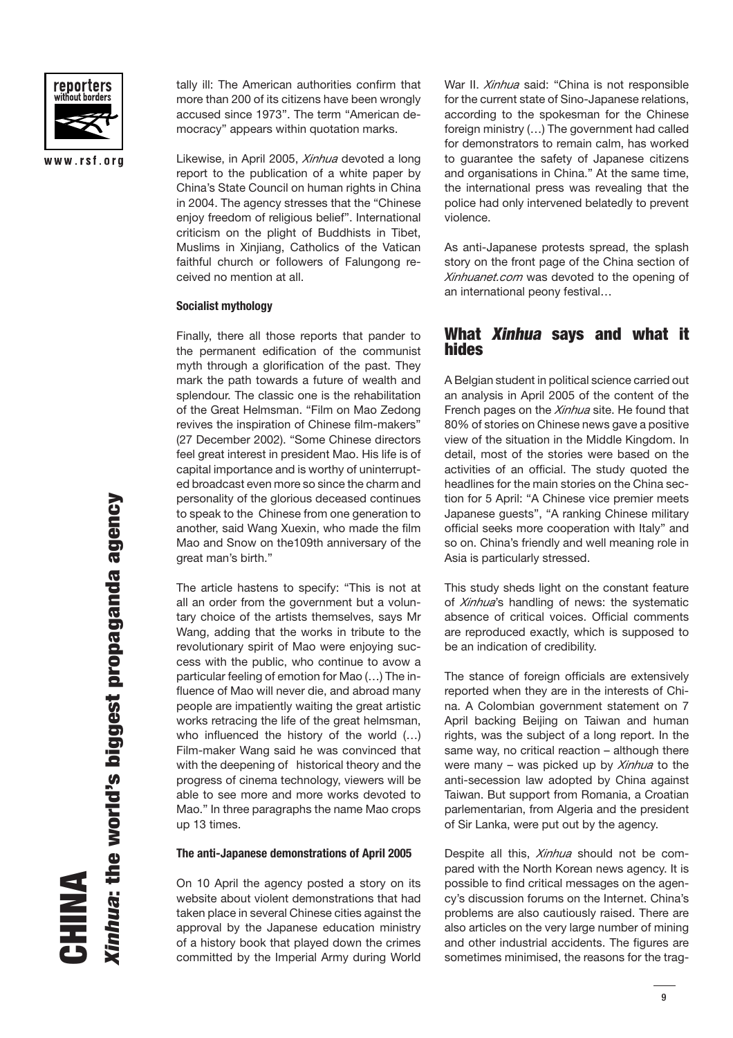tally ill: The American authorities confirm that more than 200 of its citizens have been wrongly accused since 1973". The term "American democracy" appears within quotation marks.

Likewise, in April 2005, *Xinhua* devoted a long report to the publication of a white paper by China's State Council on human rights in China in 2004. The agency stresses that the "Chinese enjoy freedom of religious belief". International criticism on the plight of Buddhists in Tibet, Muslims in Xinjiang, Catholics of the Vatican faithful church or followers of Falungong received no mention at all.

**Socialist mythology**

Finally, there all those reports that pander to the permanent edification of the communist myth through a glorification of the past. They mark the path towards a future of wealth and splendour. The classic one is the rehabilitation of the Great Helmsman. "Film on Mao Zedong revives the inspiration of Chinese film-makers" (27 December 2002). "Some Chinese directors feel great interest in president Mao. His life is of capital importance and is worthy of uninterrupted broadcast even more so since the charm and personality of the glorious deceased continues to speak to the Chinese from one generation to another, said Wang Xuexin, who made the film Mao and Snow on the109th anniversary of the great man's birth."

The article hastens to specify: "This is not at all an order from the government but a voluntary choice of the artists themselves, says Mr Wang, adding that the works in tribute to the revolutionary spirit of Mao were enjoying success with the public, who continue to avow a particular feeling of emotion for Mao (…) The influence of Mao will never die, and abroad many people are impatiently waiting the great artistic works retracing the life of the great helmsman, who influenced the history of the world (…) Film-maker Wang said he was convinced that with the deepening of historical theory and the progress of cinema technology, viewers will be able to see more and more works devoted to Mao." In three paragraphs the name Mao crops up 13 times.

**The anti-Japanese demonstrations of April 2005**

On 10 April the agency posted a story on its website about violent demonstrations that had taken place in several Chinese cities against the approval by the Japanese education ministry of a history book that played down the crimes committed by the Imperial Army during World War II. *Xinhua* said: "China is not responsible for the current state of Sino-Japanese relations, according to the spokesman for the Chinese foreign ministry (…) The government had called for demonstrators to remain calm, has worked to guarantee the safety of Japanese citizens and organisations in China." At the same time, the international press was revealing that the police had only intervened belatedly to prevent violence.

As anti-Japanese protests spread, the splash story on the front page of the China section of *Xinhuanet.com* was devoted to the opening of an international peony festival…

## What *Xinhua* says and what it hides

A Belgian student in political science carried out an analysis in April 2005 of the content of the French pages on the *Xinhua* site. He found that 80% of stories on Chinese news gave a positive view of the situation in the Middle Kingdom. In detail, most of the stories were based on the activities of an official. The study quoted the headlines for the main stories on the China section for 5 April: "A Chinese vice premier meets Japanese guests", "A ranking Chinese military official seeks more cooperation with Italy" and so on. China's friendly and well meaning role in Asia is particularly stressed.

This study sheds light on the constant feature of *Xinhua*'s handling of news: the systematic absence of critical voices. Official comments are reproduced exactly, which is supposed to be an indication of credibility.

The stance of foreign officials are extensively reported when they are in the interests of China. A Colombian government statement on 7 April backing Beijing on Taiwan and human rights, was the subject of a long report. In the same way, no critical reaction – although there were many – was picked up by *Xinhua* to the anti-secession law adopted by China against Taiwan. But support from Romania, a Croatian parlementarian, from Algeria and the president of Sir Lanka, were put out by the agency.

Despite all this, *Xinhua* should not be compared with the North Korean news agency. It is possible to find critical messages on the agency's discussion forums on the Internet. China's problems are also cautiously raised. There are also articles on the very large number of mining and other industrial accidents. The figures are sometimes minimised, the reasons for the trag-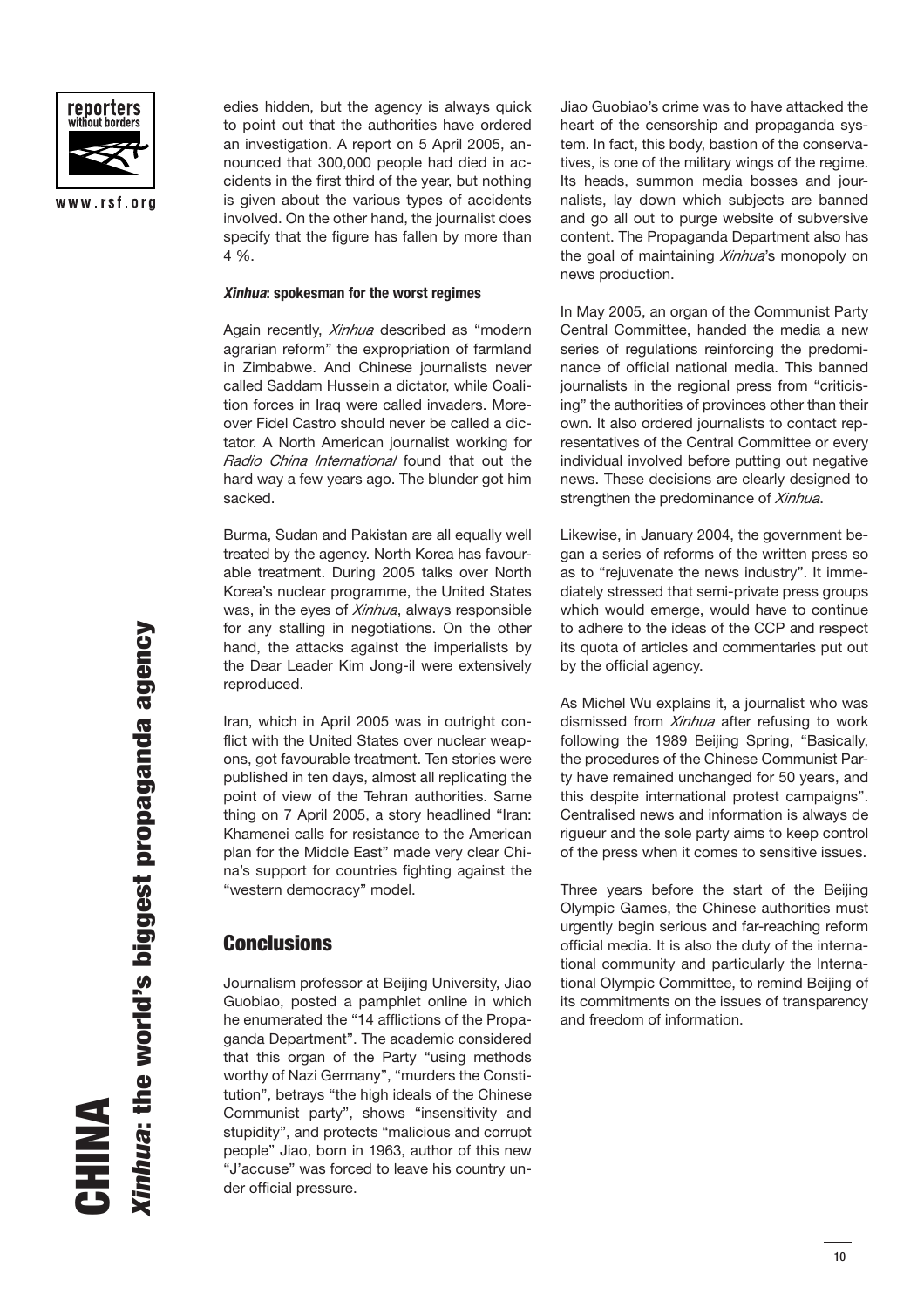edies hidden, but the agency is always quick to point out that the authorities have ordered an investigation. A report on 5 April 2005, announced that 300,000 people had died in accidents in the first third of the year, but nothing is given about the various types of accidents involved. On the other hand, the journalist does specify that the figure has fallen by more than 4 %.

#### *Xinhua*: spokesman for the worst regimes

Again recently, *Xinhua* described as "modern agrarian reform" the expropriation of farmland in Zimbabwe. And Chinese journalists never called Saddam Hussein a dictator, while Coalition forces in Iraq were called invaders. Moreover Fidel Castro should never be called a dictator. A North American journalist working for *Radio China International* found that out the hard way a few years ago. The blunder got him sacked.

Burma, Sudan and Pakistan are all equally well treated by the agency. North Korea has favourable treatment. During 2005 talks over North Korea's nuclear programme, the United States was, in the eyes of *Xinhua*, always responsible for any stalling in negotiations. On the other hand, the attacks against the imperialists by the Dear Leader Kim Jong-il were extensively reproduced.

Iran, which in April 2005 was in outright conflict with the United States over nuclear weapons, got favourable treatment. Ten stories were published in ten days, almost all replicating the point of view of the Tehran authorities. Same thing on 7 April 2005, a story headlined "Iran: Khamenei calls for resistance to the American plan for the Middle East" made very clear China's support for countries fighting against the "western democracy" model.

## Conclusions

Journalism professor at Beijing University, Jiao Guobiao, posted a pamphlet online in which he enumerated the "14 afflictions of the Propaganda Department". The academic considered that this organ of the Party "using methods worthy of Nazi Germany", "murders the Constitution", betrays "the high ideals of the Chinese Communist party", shows "insensitivity and stupidity", and protects "malicious and corrupt people" Jiao, born in 1963, author of this new "J'accuse" was forced to leave his country under official pressure.

Jiao Guobiao's crime was to have attacked the heart of the censorship and propaganda system. In fact, this body, bastion of the conservatives, is one of the military wings of the regime. Its heads, summon media bosses and journalists, lay down which subjects are banned and go all out to purge website of subversive content. The Propaganda Department also has the goal of maintaining *Xinhua*'s monopoly on news production.

In May 2005, an organ of the Communist Party Central Committee, handed the media a new series of regulations reinforcing the predominance of official national media. This banned journalists in the regional press from "criticising" the authorities of provinces other than their own. It also ordered journalists to contact representatives of the Central Committee or every individual involved before putting out negative news. These decisions are clearly designed to strengthen the predominance of *Xinhua*.

Likewise, in January 2004, the government began a series of reforms of the written press so as to "rejuvenate the news industry". It immediately stressed that semi-private press groups which would emerge, would have to continue to adhere to the ideas of the CCP and respect its quota of articles and commentaries put out by the official agency.

As Michel Wu explains it, a journalist who was dismissed from *Xinhua* after refusing to work following the 1989 Beijing Spring, "Basically, the procedures of the Chinese Communist Party have remained unchanged for 50 years, and this despite international protest campaigns". Centralised news and information is always de rigueur and the sole party aims to keep control of the press when it comes to sensitive issues.

Three years before the start of the Beijing Olympic Games, the Chinese authorities must urgently begin serious and far-reaching reform official media. It is also the duty of the international community and particularly the International Olympic Committee, to remind Beijing of its commitments on the issues of transparency and freedom of information.